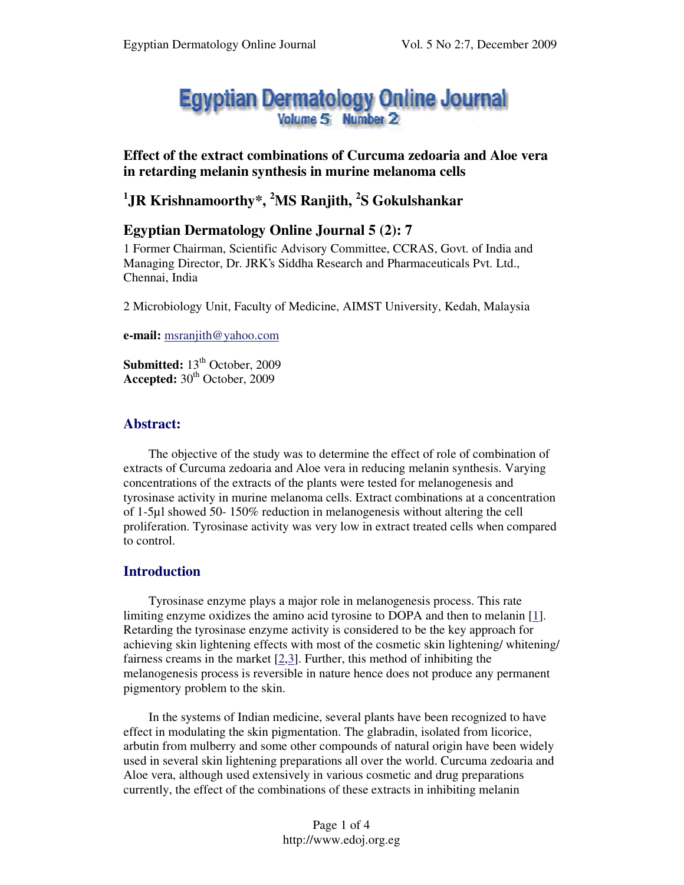# Effect of the extract combinations of Curcuma zedoaria and Aloe vera in retarding melanin synthesis in murine melanoma cells

## [1]JR Krishnamoorthy*, [2]MS Ranjith, [2]S Gokulshankar

## Egyptian Dermatology Online Journal 5 (2): 7

1 Former Chairman, Scientific Advisory Committee, CCRAS, Govt. of India and Managing Director, Dr. JRK's Siddha Research and Pharmaceuticals Pvt. Ltd., Chennai, India

2 Microbiology Unit, Faculty of Medicine, AIMST University, Kedah, Malaysia

**e-mail:** msranjith@yahoo.com

**Submitted:** 13th October, 2009
**Accepted:** 30th October, 2009

## Abstract:

The objective of the study was to determine the effect of role of combination of extracts of Curcuma zedoaria and Aloe vera in reducing melanin synthesis. Varying concentrations of the extracts of the plants were tested for melanogenesis and tyrosinase activity in murine melanoma cells. Extract combinations at a concentration of 1-5µl showed 50- 150% reduction in melanogenesis without altering the cell proliferation. Tyrosinase activity was very low in extract treated cells when compared to control.

## Introduction

Tyrosinase enzyme plays a major role in melanogenesis process. This rate limiting enzyme oxidizes the amino acid tyrosine to DOPA and then to melanin [1]. Retarding the tyrosinase enzyme activity is considered to be the key approach for achieving skin lightening effects with most of the cosmetic skin lightening/ whitening/ fairness creams in the market [2,3]. Further, this method of inhibiting the melanogenesis process is reversible in nature hence does not produce any permanent pigmentory problem to the skin.

In the systems of Indian medicine, several plants have been recognized to have effect in modulating the skin pigmentation. The glabradin, isolated from licorice, arbutin from mulberry and some other compounds of natural origin have been widely used in several skin lightening preparations all over the world. Curcuma zedoaria and Aloe vera, although used extensively in various cosmetic and drug preparations currently, the effect of the combinations of these extracts in inhibiting melanin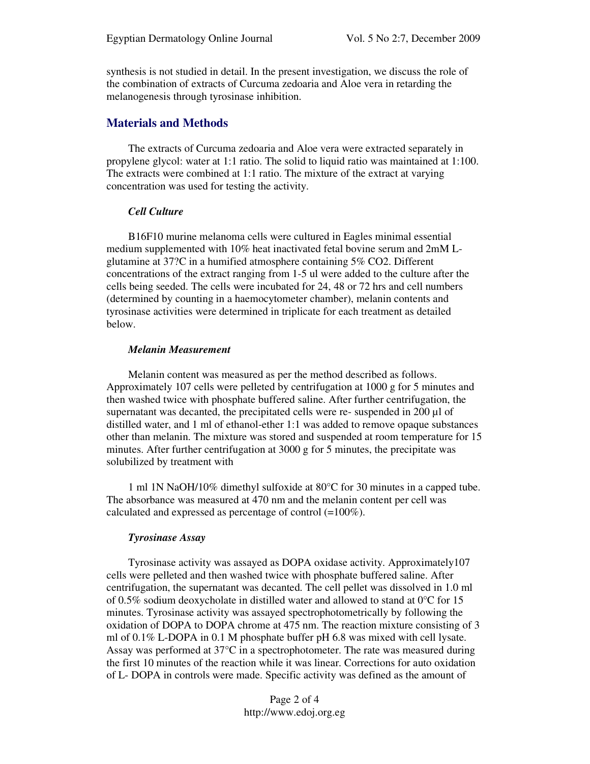synthesis is not studied in detail. In the present investigation, we discuss the role of the combination of extracts of Curcuma zedoaria and Aloe vera in retarding the melanogenesis through tyrosinase inhibition.

## Materials and Methods

The extracts of Curcuma zedoaria and Aloe vera were extracted separately in propylene glycol: water at 1:1 ratio. The solid to liquid ratio was maintained at 1:100. The extracts were combined at 1:1 ratio. The mixture of the extract at varying concentration was used for testing the activity.

### *Cell Culture*

B16F10 murine melanoma cells were cultured in Eagles minimal essential medium supplemented with 10% heat inactivated fetal bovine serum and 2mM L-glutamine at 37?C in a humified atmosphere containing 5% CO2. Different concentrations of the extract ranging from 1-5 ul were added to the culture after the cells being seeded. The cells were incubated for 24, 48 or 72 hrs and cell numbers (determined by counting in a haemocytometer chamber), melanin contents and tyrosinase activities were determined in triplicate for each treatment as detailed below.

### *Melanin Measurement*

Melanin content was measured as per the method described as follows. Approximately 107 cells were pelleted by centrifugation at 1000 g for 5 minutes and then washed twice with phosphate buffered saline. After further centrifugation, the supernatant was decanted, the precipitated cells were re- suspended in 200 µl of distilled water, and 1 ml of ethanol-ether 1:1 was added to remove opaque substances other than melanin. The mixture was stored and suspended at room temperature for 15 minutes. After further centrifugation at 3000 g for 5 minutes, the precipitate was solubilized by treatment with

1 ml 1N NaOH/10% dimethyl sulfoxide at 80°C for 30 minutes in a capped tube. The absorbance was measured at 470 nm and the melanin content per cell was calculated and expressed as percentage of control (=100%).

### *Tyrosinase Assay*

Tyrosinase activity was assayed as DOPA oxidase activity. Approximately107 cells were pelleted and then washed twice with phosphate buffered saline. After centrifugation, the supernatant was decanted. The cell pellet was dissolved in 1.0 ml of 0.5% sodium deoxycholate in distilled water and allowed to stand at 0°C for 15 minutes. Tyrosinase activity was assayed spectrophotometrically by following the oxidation of DOPA to DOPA chrome at 475 nm. The reaction mixture consisting of 3 ml of 0.1% L-DOPA in 0.1 M phosphate buffer pH 6.8 was mixed with cell lysate. Assay was performed at 37°C in a spectrophotometer. The rate was measured during the first 10 minutes of the reaction while it was linear. Corrections for auto oxidation of L- DOPA in controls were made. Specific activity was defined as the amount of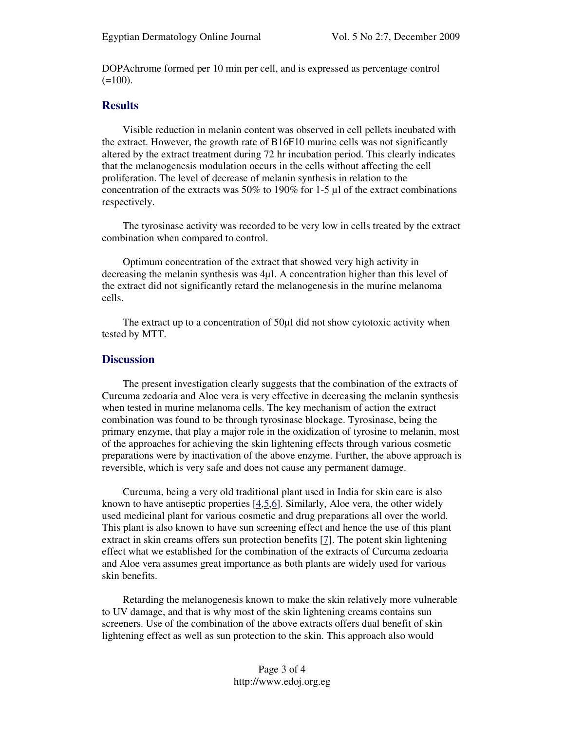DOPAchrome formed per 10 min per cell, and is expressed as percentage control (=100).

## Results

Visible reduction in melanin content was observed in cell pellets incubated with the extract. However, the growth rate of B16F10 murine cells was not significantly altered by the extract treatment during 72 hr incubation period. This clearly indicates that the melanogenesis modulation occurs in the cells without affecting the cell proliferation. The level of decrease of melanin synthesis in relation to the concentration of the extracts was 50% to 190% for 1-5 µl of the extract combinations respectively.

The tyrosinase activity was recorded to be very low in cells treated by the extract combination when compared to control.

Optimum concentration of the extract that showed very high activity in decreasing the melanin synthesis was 4µl. A concentration higher than this level of the extract did not significantly retard the melanogenesis in the murine melanoma cells.

The extract up to a concentration of 50µl did not show cytotoxic activity when tested by MTT.

## Discussion

The present investigation clearly suggests that the combination of the extracts of Curcuma zedoaria and Aloe vera is very effective in decreasing the melanin synthesis when tested in murine melanoma cells. The key mechanism of action the extract combination was found to be through tyrosinase blockage. Tyrosinase, being the primary enzyme, that play a major role in the oxidization of tyrosine to melanin, most of the approaches for achieving the skin lightening effects through various cosmetic preparations were by inactivation of the above enzyme. Further, the above approach is reversible, which is very safe and does not cause any permanent damage.

Curcuma, being a very old traditional plant used in India for skin care is also known to have antiseptic properties [4,5,6]. Similarly, Aloe vera, the other widely used medicinal plant for various cosmetic and drug preparations all over the world. This plant is also known to have sun screening effect and hence the use of this plant extract in skin creams offers sun protection benefits [7]. The potent skin lightening effect what we established for the combination of the extracts of Curcuma zedoaria and Aloe vera assumes great importance as both plants are widely used for various skin benefits.

Retarding the melanogenesis known to make the skin relatively more vulnerable to UV damage, and that is why most of the skin lightening creams contains sun screeners. Use of the combination of the above extracts offers dual benefit of skin lightening effect as well as sun protection to the skin. This approach also would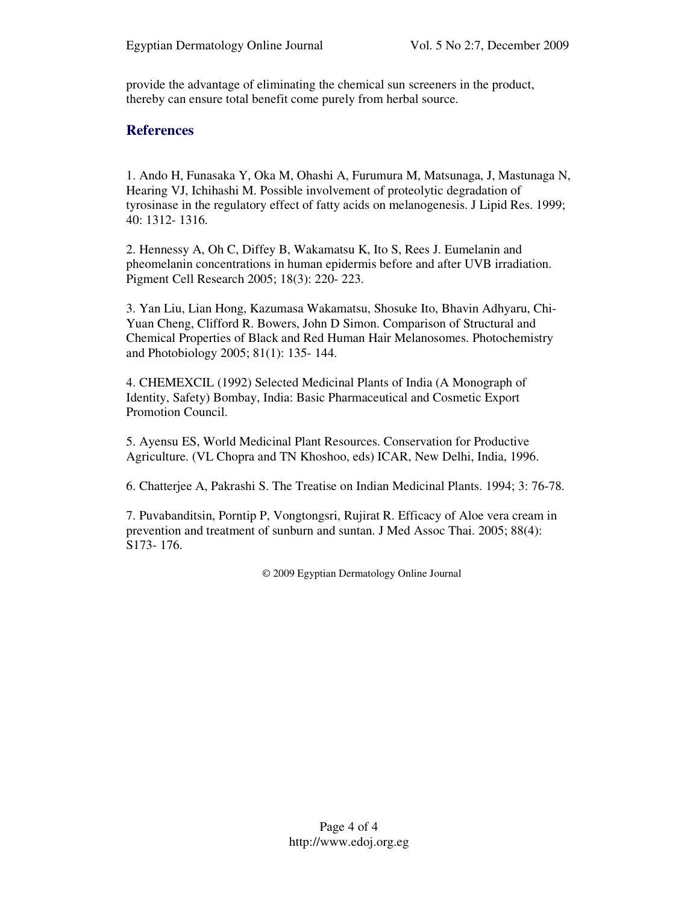provide the advantage of eliminating the chemical sun screeners in the product, thereby can ensure total benefit come purely from herbal source.

## References

1. Ando H, Funasaka Y, Oka M, Ohashi A, Furumura M, Matsunaga, J, Mastunaga N, Hearing VJ, Ichihashi M. Possible involvement of proteolytic degradation of tyrosinase in the regulatory effect of fatty acids on melanogenesis. J Lipid Res. 1999; 40: 1312- 1316.

2. Hennessy A, Oh C, Diffey B, Wakamatsu K, Ito S, Rees J. Eumelanin and pheomelanin concentrations in human epidermis before and after UVB irradiation. Pigment Cell Research 2005; 18(3): 220- 223.

3. Yan Liu, Lian Hong, Kazumasa Wakamatsu, Shosuke Ito, Bhavin Adhyaru, Chi-Yuan Cheng, Clifford R. Bowers, John D Simon. Comparison of Structural and Chemical Properties of Black and Red Human Hair Melanosomes. Photochemistry and Photobiology 2005; 81(1): 135- 144.

4. CHEMEXCIL (1992) Selected Medicinal Plants of India (A Monograph of Identity, Safety) Bombay, India: Basic Pharmaceutical and Cosmetic Export Promotion Council.

5. Ayensu ES, World Medicinal Plant Resources. Conservation for Productive Agriculture. (VL Chopra and TN Khoshoo, eds) ICAR, New Delhi, India, 1996.

6. Chatterjee A, Pakrashi S. The Treatise on Indian Medicinal Plants. 1994; 3: 76-78.

7. Puvabanditsin, Porntip P, Vongtongsri, Rujirat R. Efficacy of Aloe vera cream in prevention and treatment of sunburn and suntan. J Med Assoc Thai. 2005; 88(4): S173- 176.

© 2009 Egyptian Dermatology Online Journal